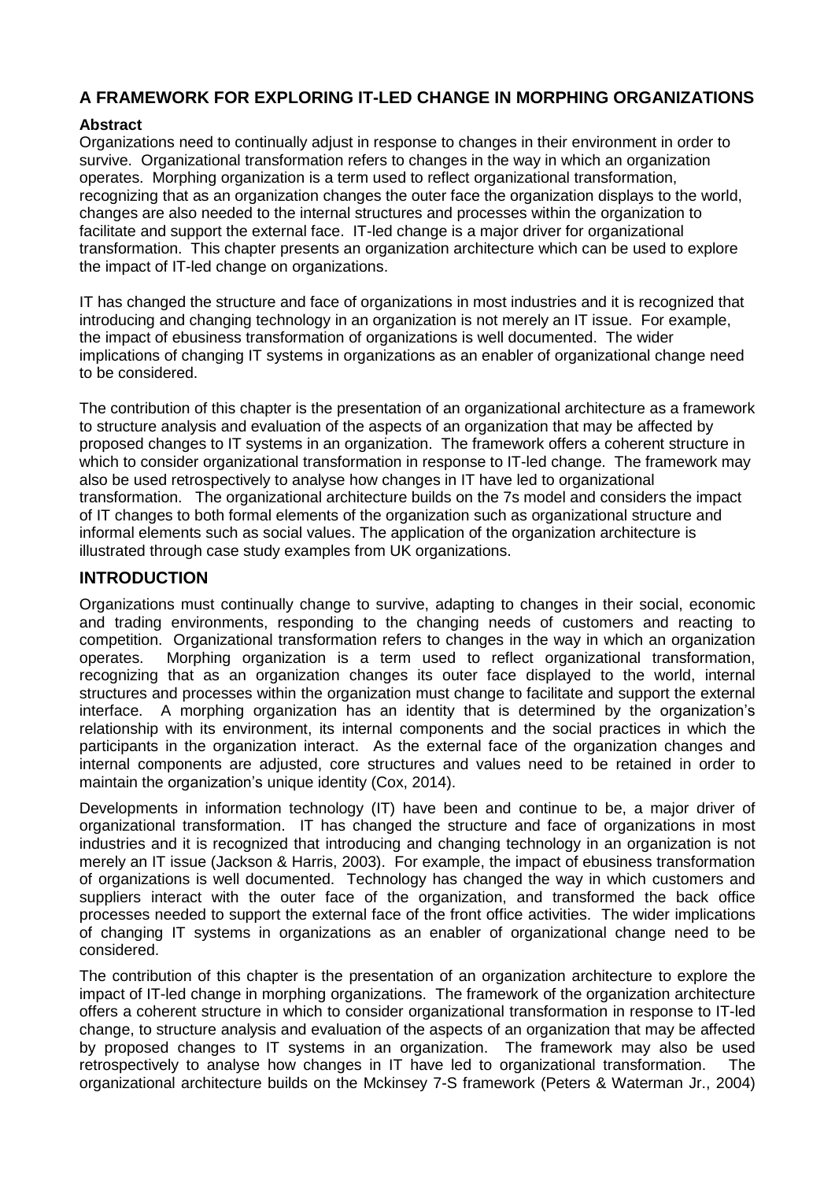## A FRAMEWORK FOR EXPLORING IT-LED CHANGE IN MORPHING ORGANIZATIONS

### Abstract

Organizations need to continually adjust in response to changes in their environment in order to survive. Organizational transformation refers to changes in the way in which an organization operates. Morphing organization is a term used to reflect organizational transformation, recognizing that as an organization changes the outer face the organization displays to the world, changes are also needed to the internal structures and processes within the organization to facilitate and support the external face. IT-led change is a major driver for organizational transformation. This chapter presents an organization architecture which can be used to explore the impact of IT-led change on organizations.

IT has changed the structure and face of organizations in most industries and it is recognized that introducing and changing technology in an organization is not merely an IT issue. For example, the impact of ebusiness transformation of organizations is well documented. The wider implications of changing IT systems in organizations as an enabler of organizational change need to be considered.

The contribution of this chapter is the presentation of an organizational architecture as a framework to structure analysis and evaluation of the aspects of an organization that may be affected by proposed changes to IT systems in an organization. The framework offers a coherent structure in which to consider organizational transformation in response to IT-led change. The framework may also be used retrospectively to analyse how changes in IT have led to organizational transformation. The organizational architecture builds on the 7s model and considers the impact of IT changes to both formal elements of the organization such as organizational structure and informal elements such as social values. The application of the organization architecture is illustrated through case study examples from UK organizations.

## INTRODUCTION

Organizations must continually change to survive, adapting to changes in their social, economic and trading environments, responding to the changing needs of customers and reacting to competition. Organizational transformation refers to changes in the way in which an organization operates. Morphing organization is a term used to reflect organizational transformation, recognizing that as an organization changes its outer face displayed to the world, internal structures and processes within the organization must change to facilitate and support the external interface. A morphing organization has an identity that is determined by the organization's relationship with its environment, its internal components and the social practices in which the participants in the organization interact. As the external face of the organization changes and internal components are adjusted, core structures and values need to be retained in order to maintain the organization's unique identity (Cox, 2014).

Developments in information technology (IT) have been and continue to be, a major driver of organizational transformation. IT has changed the structure and face of organizations in most industries and it is recognized that introducing and changing technology in an organization is not merely an IT issue (Jackson & Harris, 2003). For example, the impact of ebusiness transformation of organizations is well documented. Technology has changed the way in which customers and suppliers interact with the outer face of the organization, and transformed the back office processes needed to support the external face of the front office activities. The wider implications of changing IT systems in organizations as an enabler of organizational change need to be considered.

The contribution of this chapter is the presentation of an organization architecture to explore the impact of IT-led change in morphing organizations. The framework of the organization architecture offers a coherent structure in which to consider organizational transformation in response to IT-led change, to structure analysis and evaluation of the aspects of an organization that may be affected by proposed changes to IT systems in an organization. The framework may also be used retrospectively to analyse how changes in IT have led to organizational transformation. The organizational architecture builds on the Mckinsey 7-S framework (Peters & Waterman Jr., 2004)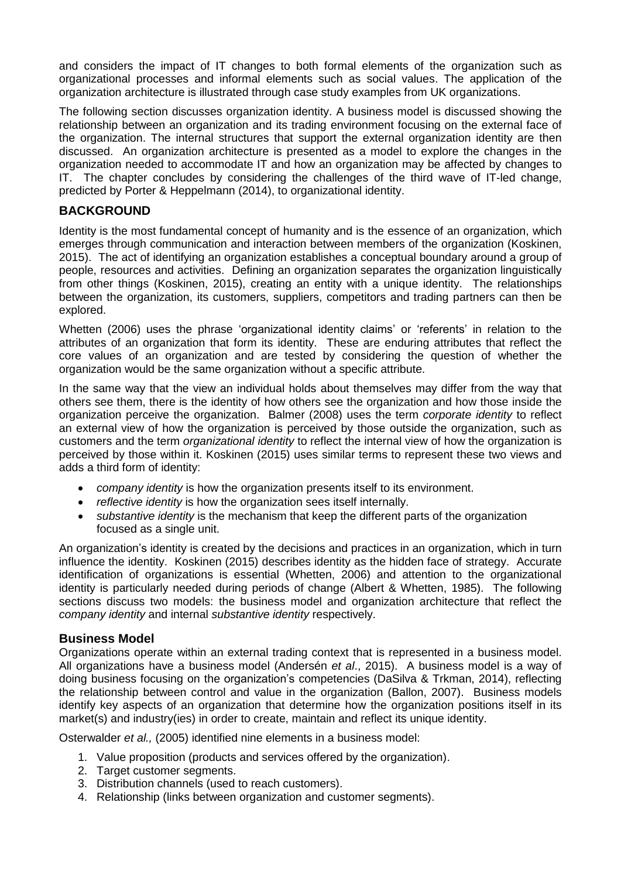and considers the impact of IT changes to both formal elements of the organization such as organizational processes and informal elements such as social values. The application of the organization architecture is illustrated through case study examples from UK organizations.

The following section discusses organization identity. A business model is discussed showing the relationship between an organization and its trading environment focusing on the external face of the organization. The internal structures that support the external organization identity are then discussed. An organization architecture is presented as a model to explore the changes in the organization needed to accommodate IT and how an organization may be affected by changes to IT. The chapter concludes by considering the challenges of the third wave of IT-led change, predicted by Porter & Heppelmann (2014), to organizational identity.

## BACKGROUND

Identity is the most fundamental concept of humanity and is the essence of an organization, which emerges through communication and interaction between members of the organization (Koskinen, 2015). The act of identifying an organization establishes a conceptual boundary around a group of people, resources and activities. Defining an organization separates the organization linguistically from other things (Koskinen, 2015), creating an entity with a unique identity. The relationships between the organization, its customers, suppliers, competitors and trading partners can then be explored.

Whetten (2006) uses the phrase 'organizational identity claims' or 'referents' in relation to the attributes of an organization that form its identity. These are enduring attributes that reflect the core values of an organization and are tested by considering the question of whether the organization would be the same organization without a specific attribute.

In the same way that the view an individual holds about themselves may differ from the way that others see them, there is the identity of how others see the organization and how those inside the organization perceive the organization. Balmer (2008) uses the term *corporate identity* to reflect an external view of how the organization is perceived by those outside the organization, such as customers and the term *organizational identity* to reflect the internal view of how the organization is perceived by those within it. Koskinen (2015) uses similar terms to represent these two views and adds a third form of identity:

- *company identity* is how the organization presents itself to its environment.
- *reflective identity* is how the organization sees itself internally.
- *substantive identity* is the mechanism that keep the different parts of the organization focused as a single unit.

An organization's identity is created by the decisions and practices in an organization, which in turn influence the identity. Koskinen (2015) describes identity as the hidden face of strategy. Accurate identification of organizations is essential (Whetten, 2006) and attention to the organizational identity is particularly needed during periods of change (Albert & Whetten, 1985). The following sections discuss two models: the business model and organization architecture that reflect the *company identity* and internal *substantive identity* respectively.

### Business Model

Organizations operate within an external trading context that is represented in a business model. All organizations have a business model (Andersén *et al*., 2015). A business model is a way of doing business focusing on the organization's competencies (DaSilva & Trkman, 2014), reflecting the relationship between control and value in the organization (Ballon, 2007). Business models identify key aspects of an organization that determine how the organization positions itself in its market(s) and industry(ies) in order to create, maintain and reflect its unique identity.

Osterwalder *et al.,* (2005) identified nine elements in a business model:

1. Value proposition (products and services offered by the organization).
2. Target customer segments.
3. Distribution channels (used to reach customers).
4. Relationship (links between organization and customer segments).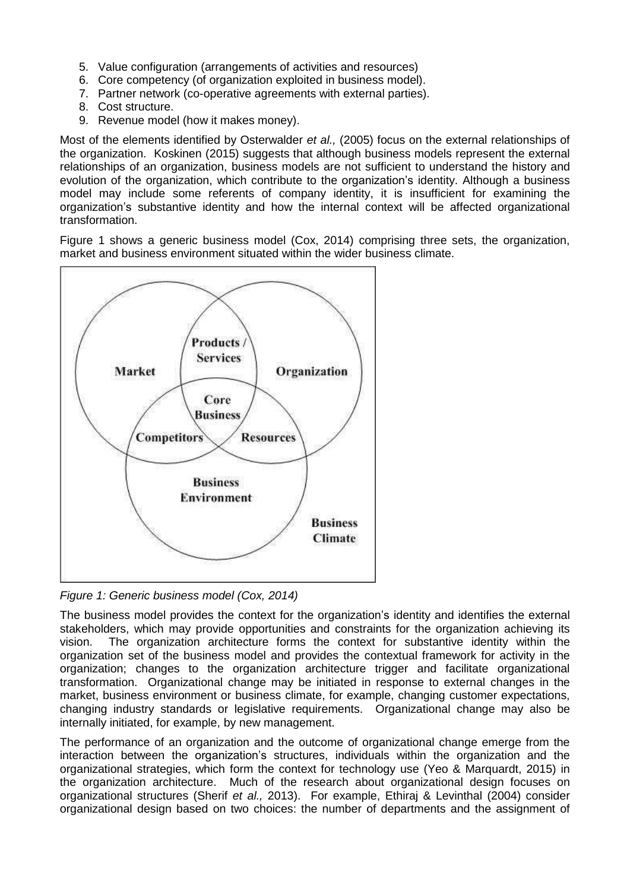5. Value configuration (arrangements of activities and resources)
6. Core competency (of organization exploited in business model).
7. Partner network (co-operative agreements with external parties).
8. Cost structure.
9. Revenue model (how it makes money).

Most of the elements identified by Osterwalder *et al.,* (2005) focus on the external relationships of the organization. Koskinen (2015) suggests that although business models represent the external relationships of an organization, business models are not sufficient to understand the history and evolution of the organization, which contribute to the organization's identity. Although a business model may include some referents of company identity, it is insufficient for examining the organization's substantive identity and how the internal context will be affected organizational transformation.

Figure 1 shows a generic business model (Cox, 2014) comprising three sets, the organization, market and business environment situated within the wider business climate.

*Figure 1: Generic business model (Cox, 2014)*

The business model provides the context for the organization's identity and identifies the external stakeholders, which may provide opportunities and constraints for the organization achieving its vision. The organization architecture forms the context for substantive identity within the organization set of the business model and provides the contextual framework for activity in the organization; changes to the organization architecture trigger and facilitate organizational transformation. Organizational change may be initiated in response to external changes in the market, business environment or business climate, for example, changing customer expectations, changing industry standards or legislative requirements. Organizational change may also be internally initiated, for example, by new management.

The performance of an organization and the outcome of organizational change emerge from the interaction between the organization's structures, individuals within the organization and the organizational strategies, which form the context for technology use (Yeo & Marquardt, 2015) in the organization architecture. Much of the research about organizational design focuses on organizational structures (Sherif *et al.,* 2013). For example, Ethiraj & Levinthal (2004) consider organizational design based on two choices: the number of departments and the assignment of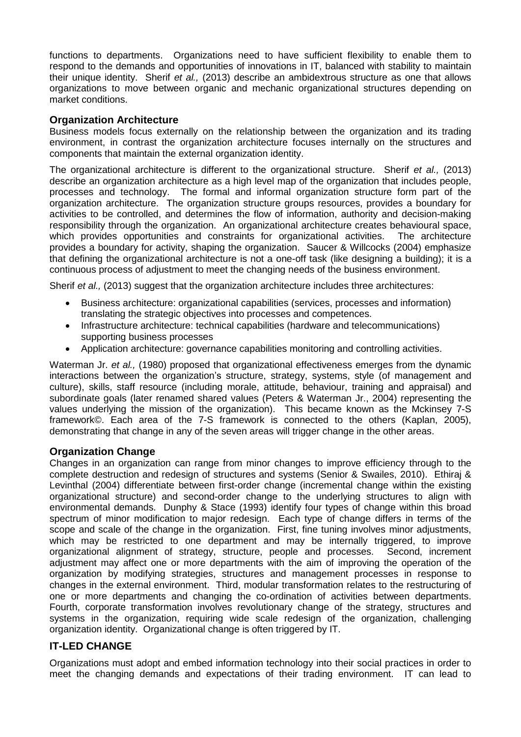functions to departments. Organizations need to have sufficient flexibility to enable them to respond to the demands and opportunities of innovations in IT, balanced with stability to maintain their unique identity. Sherif *et al.,* (2013) describe an ambidextrous structure as one that allows organizations to move between organic and mechanic organizational structures depending on market conditions.

### Organization Architecture

Business models focus externally on the relationship between the organization and its trading environment, in contrast the organization architecture focuses internally on the structures and components that maintain the external organization identity.

The organizational architecture is different to the organizational structure. Sherif *et al.,* (2013) describe an organization architecture as a high level map of the organization that includes people, processes and technology. The formal and informal organization structure form part of the organization architecture. The organization structure groups resources, provides a boundary for activities to be controlled, and determines the flow of information, authority and decision-making responsibility through the organization. An organizational architecture creates behavioural space, which provides opportunities and constraints for organizational activities. The architecture provides a boundary for activity, shaping the organization. Saucer & Willcocks (2004) emphasize that defining the organizational architecture is not a one-off task (like designing a building); it is a continuous process of adjustment to meet the changing needs of the business environment.

Sherif *et al.,* (2013) suggest that the organization architecture includes three architectures:

- Business architecture: organizational capabilities (services, processes and information) translating the strategic objectives into processes and competences.
- Infrastructure architecture: technical capabilities (hardware and telecommunications) supporting business processes
- Application architecture: governance capabilities monitoring and controlling activities.

Waterman Jr. *et al.,* (1980) proposed that organizational effectiveness emerges from the dynamic interactions between the organization's structure, strategy, systems, style (of management and culture), skills, staff resource (including morale, attitude, behaviour, training and appraisal) and subordinate goals (later renamed shared values (Peters & Waterman Jr., 2004) representing the values underlying the mission of the organization). This became known as the Mckinsey 7-S framework©. Each area of the 7-S framework is connected to the others (Kaplan, 2005), demonstrating that change in any of the seven areas will trigger change in the other areas.

### Organization Change

Changes in an organization can range from minor changes to improve efficiency through to the complete destruction and redesign of structures and systems (Senior & Swailes, 2010). Ethiraj & Levinthal (2004) differentiate between first-order change (incremental change within the existing organizational structure) and second-order change to the underlying structures to align with environmental demands. Dunphy & Stace (1993) identify four types of change within this broad spectrum of minor modification to major redesign. Each type of change differs in terms of the scope and scale of the change in the organization. First, fine tuning involves minor adjustments, which may be restricted to one department and may be internally triggered, to improve organizational alignment of strategy, structure, people and processes. Second, increment adjustment may affect one or more departments with the aim of improving the operation of the organization by modifying strategies, structures and management processes in response to changes in the external environment. Third, modular transformation relates to the restructuring of one or more departments and changing the co-ordination of activities between departments. Fourth, corporate transformation involves revolutionary change of the strategy, structures and systems in the organization, requiring wide scale redesign of the organization, challenging organization identity. Organizational change is often triggered by IT.

## IT-LED CHANGE

Organizations must adopt and embed information technology into their social practices in order to meet the changing demands and expectations of their trading environment. IT can lead to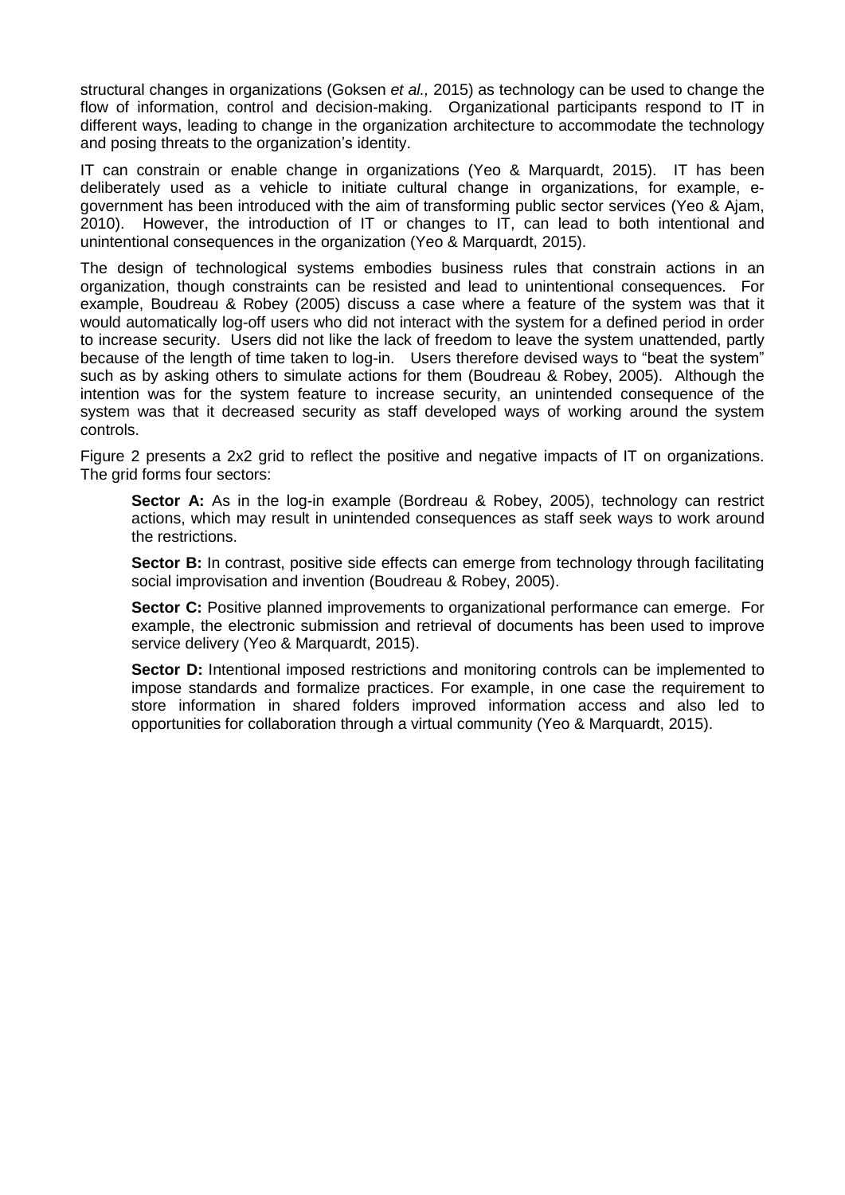structural changes in organizations (Goksen *et al.,* 2015) as technology can be used to change the flow of information, control and decision-making. Organizational participants respond to IT in different ways, leading to change in the organization architecture to accommodate the technology and posing threats to the organization's identity.

IT can constrain or enable change in organizations (Yeo & Marquardt, 2015). IT has been deliberately used as a vehicle to initiate cultural change in organizations, for example, e-government has been introduced with the aim of transforming public sector services (Yeo & Ajam, 2010). However, the introduction of IT or changes to IT, can lead to both intentional and unintentional consequences in the organization (Yeo & Marquardt, 2015).

The design of technological systems embodies business rules that constrain actions in an organization, though constraints can be resisted and lead to unintentional consequences. For example, Boudreau & Robey (2005) discuss a case where a feature of the system was that it would automatically log-off users who did not interact with the system for a defined period in order to increase security. Users did not like the lack of freedom to leave the system unattended, partly because of the length of time taken to log-in. Users therefore devised ways to "beat the system" such as by asking others to simulate actions for them (Boudreau & Robey, 2005). Although the intention was for the system feature to increase security, an unintended consequence of the system was that it decreased security as staff developed ways of working around the system controls.

Figure 2 presents a 2x2 grid to reflect the positive and negative impacts of IT on organizations. The grid forms four sectors:

> **Sector A:** As in the log-in example (Bordreau & Robey, 2005), technology can restrict actions, which may result in unintended consequences as staff seek ways to work around the restrictions.
>
> **Sector B:** In contrast, positive side effects can emerge from technology through facilitating social improvisation and invention (Boudreau & Robey, 2005).
>
> **Sector C:** Positive planned improvements to organizational performance can emerge. For example, the electronic submission and retrieval of documents has been used to improve service delivery (Yeo & Marquardt, 2015).
>
> **Sector D:** Intentional imposed restrictions and monitoring controls can be implemented to impose standards and formalize practices. For example, in one case the requirement to store information in shared folders improved information access and also led to opportunities for collaboration through a virtual community (Yeo & Marquardt, 2015).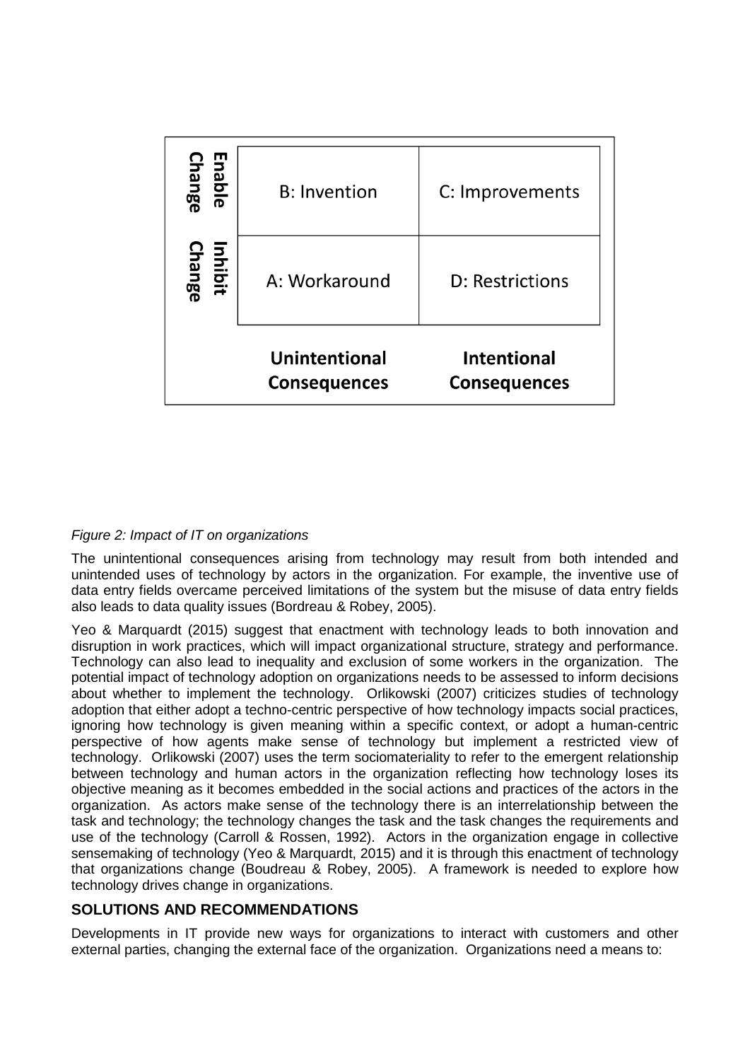|  | Unintentional Consequences | Intentional Consequences |
| --- | --- | --- |
| **Enable Change** | B: Invention | C: Improvements |
| **Inhibit Change** | A: Workaround | D: Restrictions |

*Figure 2: Impact of IT on organizations*

The unintentional consequences arising from technology may result from both intended and unintended uses of technology by actors in the organization. For example, the inventive use of data entry fields overcame perceived limitations of the system but the misuse of data entry fields also leads to data quality issues (Bordreau & Robey, 2005).

Yeo & Marquardt (2015) suggest that enactment with technology leads to both innovation and disruption in work practices, which will impact organizational structure, strategy and performance. Technology can also lead to inequality and exclusion of some workers in the organization. The potential impact of technology adoption on organizations needs to be assessed to inform decisions about whether to implement the technology. Orlikowski (2007) criticizes studies of technology adoption that either adopt a techno-centric perspective of how technology impacts social practices, ignoring how technology is given meaning within a specific context, or adopt a human-centric perspective of how agents make sense of technology but implement a restricted view of technology. Orlikowski (2007) uses the term sociomateriality to refer to the emergent relationship between technology and human actors in the organization reflecting how technology loses its objective meaning as it becomes embedded in the social actions and practices of the actors in the organization. As actors make sense of the technology there is an interrelationship between the task and technology; the technology changes the task and the task changes the requirements and use of the technology (Carroll & Rossen, 1992). Actors in the organization engage in collective sensemaking of technology (Yeo & Marquardt, 2015) and it is through this enactment of technology that organizations change (Boudreau & Robey, 2005). A framework is needed to explore how technology drives change in organizations.

## SOLUTIONS AND RECOMMENDATIONS

Developments in IT provide new ways for organizations to interact with customers and other external parties, changing the external face of the organization. Organizations need a means to: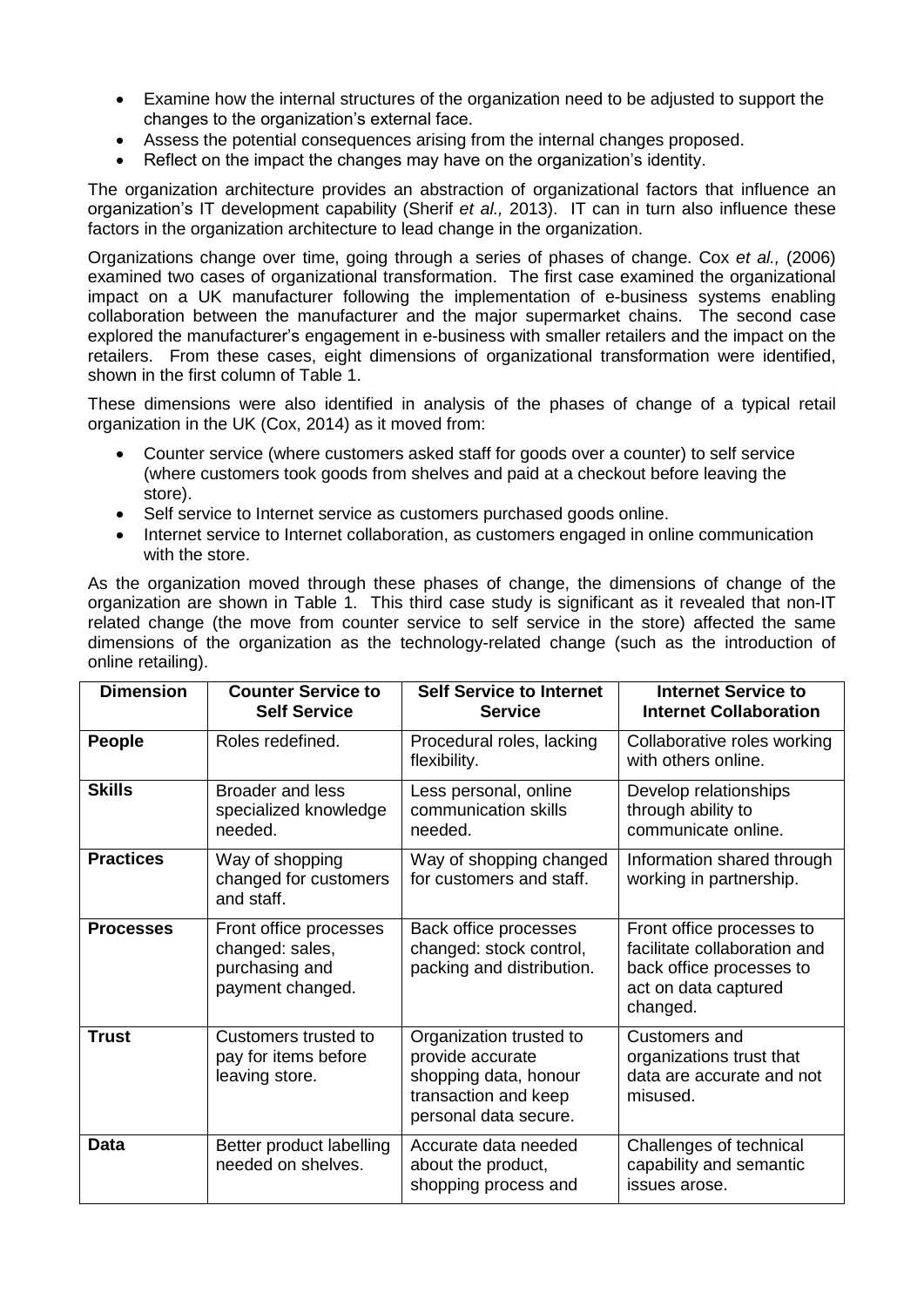- Examine how the internal structures of the organization need to be adjusted to support the changes to the organization's external face.
- Assess the potential consequences arising from the internal changes proposed.
- Reflect on the impact the changes may have on the organization's identity.

The organization architecture provides an abstraction of organizational factors that influence an organization's IT development capability (Sherif *et al.,* 2013). IT can in turn also influence these factors in the organization architecture to lead change in the organization.

Organizations change over time, going through a series of phases of change. Cox *et al.,* (2006) examined two cases of organizational transformation. The first case examined the organizational impact on a UK manufacturer following the implementation of e-business systems enabling collaboration between the manufacturer and the major supermarket chains. The second case explored the manufacturer's engagement in e-business with smaller retailers and the impact on the retailers. From these cases, eight dimensions of organizational transformation were identified, shown in the first column of Table 1.

These dimensions were also identified in analysis of the phases of change of a typical retail organization in the UK (Cox, 2014) as it moved from:

- Counter service (where customers asked staff for goods over a counter) to self service (where customers took goods from shelves and paid at a checkout before leaving the store).
- Self service to Internet service as customers purchased goods online.
- Internet service to Internet collaboration, as customers engaged in online communication with the store.

As the organization moved through these phases of change, the dimensions of change of the organization are shown in Table 1. This third case study is significant as it revealed that non-IT related change (the move from counter service to self service in the store) affected the same dimensions of the organization as the technology-related change (such as the introduction of online retailing).

| Dimension | Counter Service to Self Service | Self Service to Internet Service | Internet Service to Internet Collaboration |
|---|---|---|---|
| **People** | Roles redefined. | Procedural roles, lacking flexibility. | Collaborative roles working with others online. |
| **Skills** | Broader and less specialized knowledge needed. | Less personal, online communication skills needed. | Develop relationships through ability to communicate online. |
| **Practices** | Way of shopping changed for customers and staff. | Way of shopping changed for customers and staff. | Information shared through working in partnership. |
| **Processes** | Front office processes changed: sales, purchasing and payment changed. | Back office processes changed: stock control, packing and distribution. | Front office processes to facilitate collaboration and back office processes to act on data captured changed. |
| **Trust** | Customers trusted to pay for items before leaving store. | Organization trusted to provide accurate shopping data, honour transaction and keep personal data secure. | Customers and organizations trust that data are accurate and not misused. |
| **Data** | Better product labelling needed on shelves. | Accurate data needed about the product, shopping process and | Challenges of technical capability and semantic issues arose. |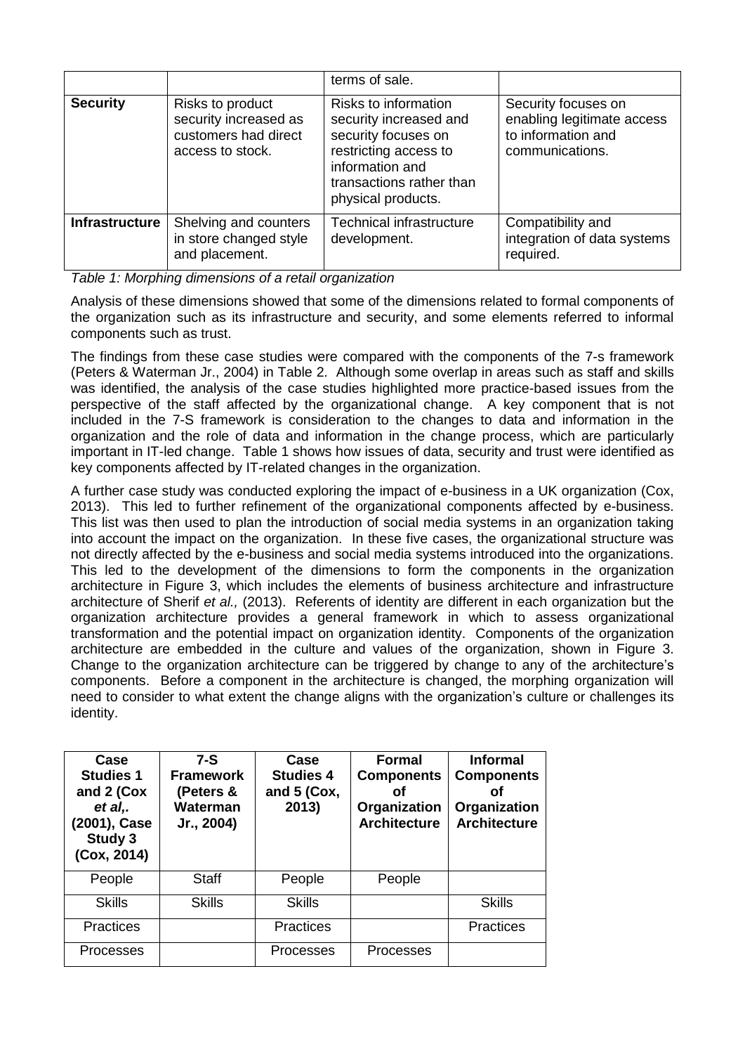| | | terms of sale. | |
|---|---|---|---|
| **Security** | Risks to product security increased as customers had direct access to stock. | Risks to information security increased and security focuses on restricting access to information and transactions rather than physical products. | Security focuses on enabling legitimate access to information and communications. |
| **Infrastructure** | Shelving and counters in store changed style and placement. | Technical infrastructure development. | Compatibility and integration of data systems required. |

*Table 1: Morphing dimensions of a retail organization*

Analysis of these dimensions showed that some of the dimensions related to formal components of the organization such as its infrastructure and security, and some elements referred to informal components such as trust.

The findings from these case studies were compared with the components of the 7-s framework (Peters & Waterman Jr., 2004) in Table 2. Although some overlap in areas such as staff and skills was identified, the analysis of the case studies highlighted more practice-based issues from the perspective of the staff affected by the organizational change. A key component that is not included in the 7-S framework is consideration to the changes to data and information in the organization and the role of data and information in the change process, which are particularly important in IT-led change. Table 1 shows how issues of data, security and trust were identified as key components affected by IT-related changes in the organization.

A further case study was conducted exploring the impact of e-business in a UK organization (Cox, 2013). This led to further refinement of the organizational components affected by e-business. This list was then used to plan the introduction of social media systems in an organization taking into account the impact on the organization. In these five cases, the organizational structure was not directly affected by the e-business and social media systems introduced into the organizations. This led to the development of the dimensions to form the components in the organization architecture in Figure 3, which includes the elements of business architecture and infrastructure architecture of Sherif *et al.,* (2013). Referents of identity are different in each organization but the organization architecture provides a general framework in which to assess organizational transformation and the potential impact on organization identity. Components of the organization architecture are embedded in the culture and values of the organization, shown in Figure 3. Change to the organization architecture can be triggered by change to any of the architecture's components. Before a component in the architecture is changed, the morphing organization will need to consider to what extent the change aligns with the organization's culture or challenges its identity.

| Case Studies 1 and 2 (Cox *et al,*. (2001), Case Study 3 (Cox, 2014) | 7-S Framework (Peters & Waterman Jr., 2004) | Case Studies 4 and 5 (Cox, 2013) | Formal Components of Organization Architecture | Informal Components of Organization Architecture |
|---|---|---|---|---|
| People | Staff | People | People | |
| Skills | Skills | Skills | | Skills |
| Practices | | Practices | | Practices |
| Processes | | Processes | Processes | |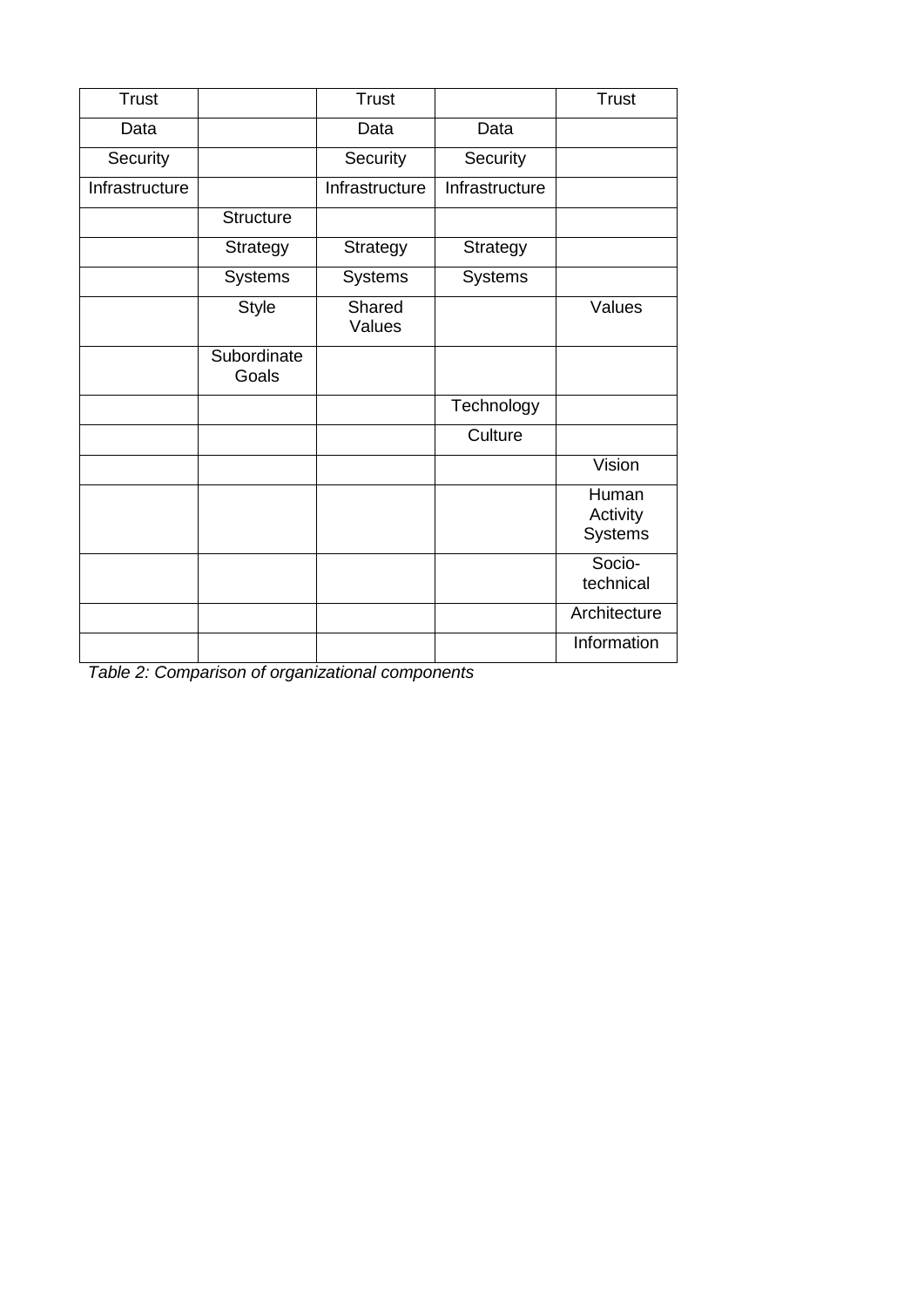| Trust | | Trust | | Trust |
|---|---|---|---|---|
| Data | | Data | Data | |
| Security | | Security | Security | |
| Infrastructure | | Infrastructure | Infrastructure | |
| | Structure | | | |
| | Strategy | Strategy | Strategy | |
| | Systems | Systems | Systems | |
| | Style | Shared Values | | Values |
| | Subordinate Goals | | | |
| | | | Technology | |
| | | | Culture | |
| | | | | Vision |
| | | | | Human Activity Systems |
| | | | | Socio-technical |
| | | | | Architecture |
| | | | | Information |

*Table 2: Comparison of organizational components*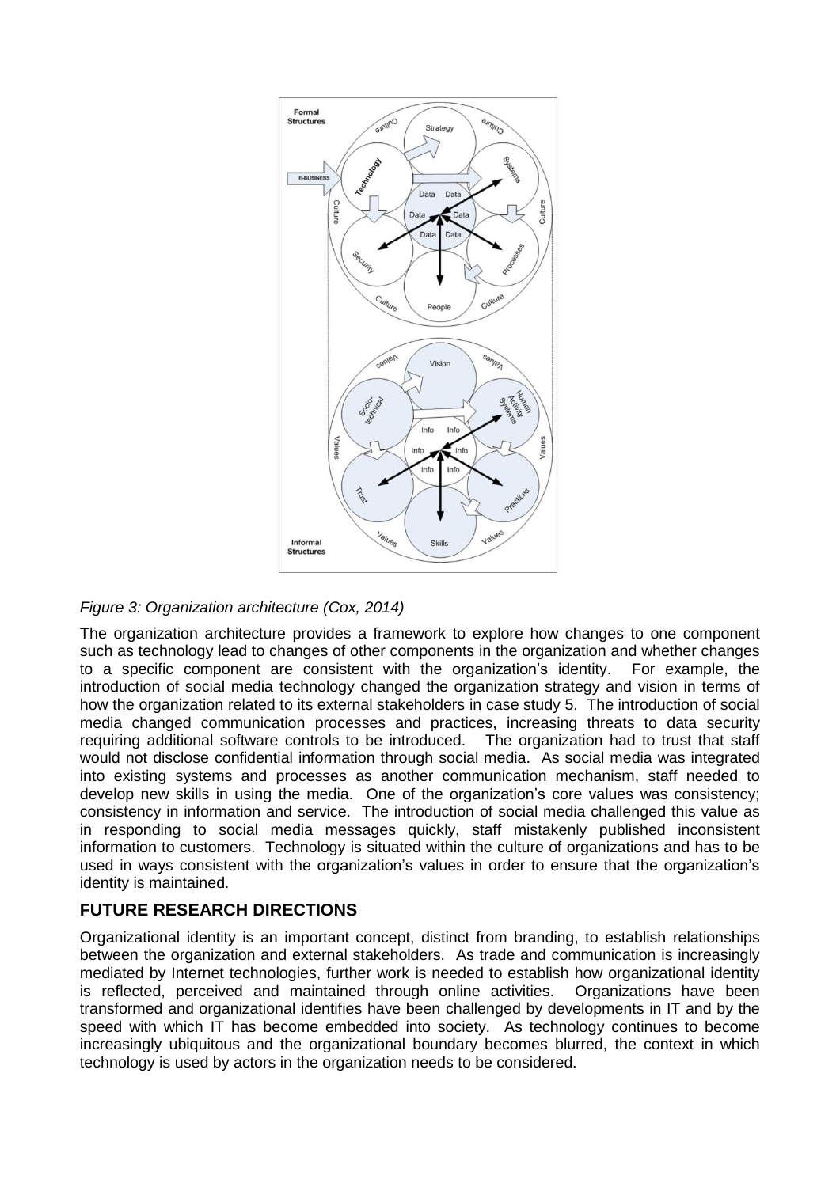Formal Structures

Culture
Strategy
Culture
Technology
E-BUSINESS
Systems
Data Data
Data Data
Data Data
Culture
Culture
Security
Processes
Culture
People
Culture

Values
Vision
Values
Socio-technical
Human Activity Systems
Info Info
Info Info
Info Info
Values
Values
Trust
Practices
Values
Skills
Values

Informal Structures

*Figure 3: Organization architecture (Cox, 2014)*

The organization architecture provides a framework to explore how changes to one component such as technology lead to changes of other components in the organization and whether changes to a specific component are consistent with the organization's identity. For example, the introduction of social media technology changed the organization strategy and vision in terms of how the organization related to its external stakeholders in case study 5. The introduction of social media changed communication processes and practices, increasing threats to data security requiring additional software controls to be introduced. The organization had to trust that staff would not disclose confidential information through social media. As social media was integrated into existing systems and processes as another communication mechanism, staff needed to develop new skills in using the media. One of the organization's core values was consistency; consistency in information and service. The introduction of social media challenged this value as in responding to social media messages quickly, staff mistakenly published inconsistent information to customers. Technology is situated within the culture of organizations and has to be used in ways consistent with the organization's values in order to ensure that the organization's identity is maintained.

## FUTURE RESEARCH DIRECTIONS

Organizational identity is an important concept, distinct from branding, to establish relationships between the organization and external stakeholders. As trade and communication is increasingly mediated by Internet technologies, further work is needed to establish how organizational identity is reflected, perceived and maintained through online activities. Organizations have been transformed and organizational identifies have been challenged by developments in IT and by the speed with which IT has become embedded into society. As technology continues to become increasingly ubiquitous and the organizational boundary becomes blurred, the context in which technology is used by actors in the organization needs to be considered.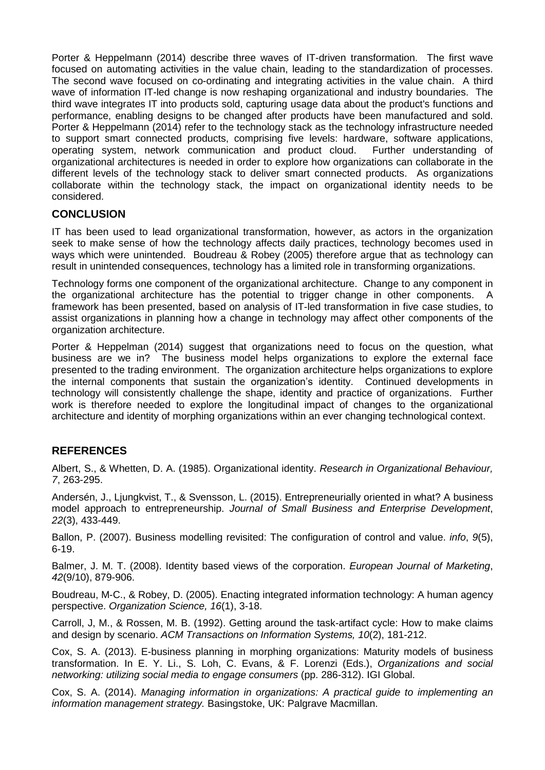Porter & Heppelmann (2014) describe three waves of IT-driven transformation. The first wave focused on automating activities in the value chain, leading to the standardization of processes. The second wave focused on co-ordinating and integrating activities in the value chain. A third wave of information IT-led change is now reshaping organizational and industry boundaries. The third wave integrates IT into products sold, capturing usage data about the product's functions and performance, enabling designs to be changed after products have been manufactured and sold. Porter & Heppelmann (2014) refer to the technology stack as the technology infrastructure needed to support smart connected products, comprising five levels: hardware, software applications, operating system, network communication and product cloud. Further understanding of organizational architectures is needed in order to explore how organizations can collaborate in the different levels of the technology stack to deliver smart connected products. As organizations collaborate within the technology stack, the impact on organizational identity needs to be considered.

## CONCLUSION

IT has been used to lead organizational transformation, however, as actors in the organization seek to make sense of how the technology affects daily practices, technology becomes used in ways which were unintended. Boudreau & Robey (2005) therefore argue that as technology can result in unintended consequences, technology has a limited role in transforming organizations.

Technology forms one component of the organizational architecture. Change to any component in the organizational architecture has the potential to trigger change in other components. A framework has been presented, based on analysis of IT-led transformation in five case studies, to assist organizations in planning how a change in technology may affect other components of the organization architecture.

Porter & Heppelman (2014) suggest that organizations need to focus on the question, what business are we in? The business model helps organizations to explore the external face presented to the trading environment. The organization architecture helps organizations to explore the internal components that sustain the organization's identity. Continued developments in technology will consistently challenge the shape, identity and practice of organizations. Further work is therefore needed to explore the longitudinal impact of changes to the organizational architecture and identity of morphing organizations within an ever changing technological context.

## REFERENCES

Albert, S., & Whetten, D. A. (1985). Organizational identity. *Research in Organizational Behaviour, 7*, 263-295.

Andersén, J., Ljungkvist, T., & Svensson, L. (2015). Entrepreneurially oriented in what? A business model approach to entrepreneurship. *Journal of Small Business and Enterprise Development*, *22*(3), 433-449.

Ballon, P. (2007). Business modelling revisited: The configuration of control and value. *info*, *9*(5), 6-19.

Balmer, J. M. T. (2008). Identity based views of the corporation. *European Journal of Marketing*, *42*(9/10), 879-906.

Boudreau, M-C., & Robey, D. (2005). Enacting integrated information technology: A human agency perspective. *Organization Science, 16*(1), 3-18.

Carroll, J, M., & Rossen, M. B. (1992). Getting around the task-artifact cycle: How to make claims and design by scenario. *ACM Transactions on Information Systems, 10*(2), 181-212.

Cox, S. A. (2013). E-business planning in morphing organizations: Maturity models of business transformation. In E. Y. Li., S. Loh, C. Evans, & F. Lorenzi (Eds.), *Organizations and social networking: utilizing social media to engage consumers* (pp. 286-312). IGI Global.

Cox, S. A. (2014). *Managing information in organizations: A practical guide to implementing an information management strategy.* Basingstoke, UK: Palgrave Macmillan.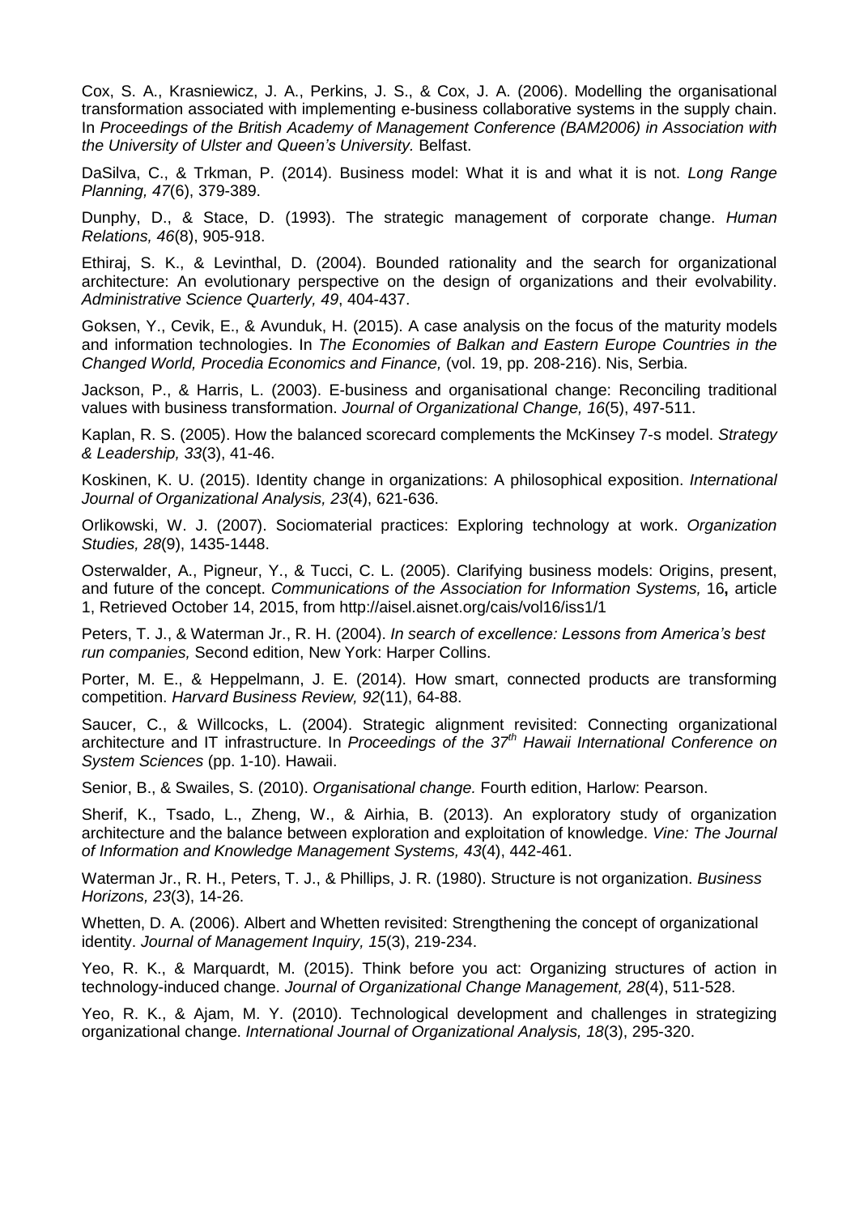Cox, S. A., Krasniewicz, J. A., Perkins, J. S., & Cox, J. A. (2006). Modelling the organisational transformation associated with implementing e-business collaborative systems in the supply chain. In *Proceedings of the British Academy of Management Conference (BAM2006) in Association with the University of Ulster and Queen's University.* Belfast.

DaSilva, C., & Trkman, P. (2014). Business model: What it is and what it is not. *Long Range Planning, 47*(6), 379-389.

Dunphy, D., & Stace, D. (1993). The strategic management of corporate change. *Human Relations, 46*(8), 905-918.

Ethiraj, S. K., & Levinthal, D. (2004). Bounded rationality and the search for organizational architecture: An evolutionary perspective on the design of organizations and their evolvability. *Administrative Science Quarterly, 49*, 404-437.

Goksen, Y., Cevik, E., & Avunduk, H. (2015). A case analysis on the focus of the maturity models and information technologies. In *The Economies of Balkan and Eastern Europe Countries in the Changed World, Procedia Economics and Finance,* (vol. 19, pp. 208-216). Nis, Serbia.

Jackson, P., & Harris, L. (2003). E-business and organisational change: Reconciling traditional values with business transformation. *Journal of Organizational Change, 16*(5), 497-511.

Kaplan, R. S. (2005). How the balanced scorecard complements the McKinsey 7-s model. *Strategy & Leadership, 33*(3), 41-46.

Koskinen, K. U. (2015). Identity change in organizations: A philosophical exposition. *International Journal of Organizational Analysis, 23*(4), 621-636.

Orlikowski, W. J. (2007). Sociomaterial practices: Exploring technology at work. *Organization Studies, 28*(9), 1435-1448.

Osterwalder, A., Pigneur, Y., & Tucci, C. L. (2005). Clarifying business models: Origins, present, and future of the concept. *Communications of the Association for Information Systems,* 16**,** article 1, Retrieved October 14, 2015, from http://aisel.aisnet.org/cais/vol16/iss1/1

Peters, T. J., & Waterman Jr., R. H. (2004). *In search of excellence: Lessons from America's best run companies,* Second edition, New York: Harper Collins.

Porter, M. E., & Heppelmann, J. E. (2014). How smart, connected products are transforming competition. *Harvard Business Review, 92*(11), 64-88.

Saucer, C., & Willcocks, L. (2004). Strategic alignment revisited: Connecting organizational architecture and IT infrastructure. In *Proceedings of the 37th Hawaii International Conference on System Sciences* (pp. 1-10). Hawaii.

Senior, B., & Swailes, S. (2010). *Organisational change.* Fourth edition, Harlow: Pearson.

Sherif, K., Tsado, L., Zheng, W., & Airhia, B. (2013). An exploratory study of organization architecture and the balance between exploration and exploitation of knowledge. *Vine: The Journal of Information and Knowledge Management Systems, 43*(4), 442-461.

Waterman Jr., R. H., Peters, T. J., & Phillips, J. R. (1980). Structure is not organization. *Business Horizons, 23*(3), 14-26.

Whetten, D. A. (2006). Albert and Whetten revisited: Strengthening the concept of organizational identity. *Journal of Management Inquiry, 15*(3), 219-234.

Yeo, R. K., & Marquardt, M. (2015). Think before you act: Organizing structures of action in technology-induced change. *Journal of Organizational Change Management, 28*(4), 511-528.

Yeo, R. K., & Ajam, M. Y. (2010). Technological development and challenges in strategizing organizational change. *International Journal of Organizational Analysis, 18*(3), 295-320.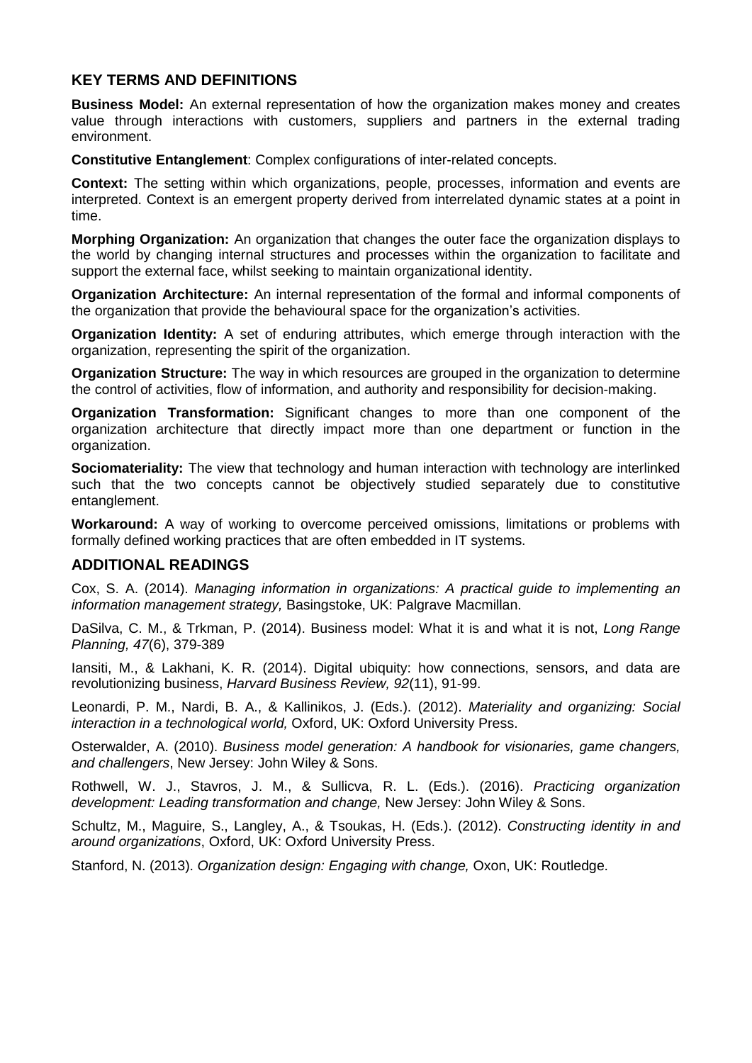## KEY TERMS AND DEFINITIONS

**Business Model:** An external representation of how the organization makes money and creates value through interactions with customers, suppliers and partners in the external trading environment.

**Constitutive Entanglement**: Complex configurations of inter-related concepts.

**Context:** The setting within which organizations, people, processes, information and events are interpreted. Context is an emergent property derived from interrelated dynamic states at a point in time.

**Morphing Organization:** An organization that changes the outer face the organization displays to the world by changing internal structures and processes within the organization to facilitate and support the external face, whilst seeking to maintain organizational identity.

**Organization Architecture:** An internal representation of the formal and informal components of the organization that provide the behavioural space for the organization's activities.

**Organization Identity:** A set of enduring attributes, which emerge through interaction with the organization, representing the spirit of the organization.

**Organization Structure:** The way in which resources are grouped in the organization to determine the control of activities, flow of information, and authority and responsibility for decision-making.

**Organization Transformation:** Significant changes to more than one component of the organization architecture that directly impact more than one department or function in the organization.

**Sociomateriality:** The view that technology and human interaction with technology are interlinked such that the two concepts cannot be objectively studied separately due to constitutive entanglement.

**Workaround:** A way of working to overcome perceived omissions, limitations or problems with formally defined working practices that are often embedded in IT systems.

## ADDITIONAL READINGS

Cox, S. A. (2014). *Managing information in organizations: A practical guide to implementing an information management strategy,* Basingstoke, UK: Palgrave Macmillan.

DaSilva, C. M., & Trkman, P. (2014). Business model: What it is and what it is not, *Long Range Planning, 47*(6), 379-389

Iansiti, M., & Lakhani, K. R. (2014). Digital ubiquity: how connections, sensors, and data are revolutionizing business, *Harvard Business Review, 92*(11), 91-99.

Leonardi, P. M., Nardi, B. A., & Kallinikos, J. (Eds.). (2012). *Materiality and organizing: Social interaction in a technological world,* Oxford, UK: Oxford University Press.

Osterwalder, A. (2010). *Business model generation: A handbook for visionaries, game changers, and challengers*, New Jersey: John Wiley & Sons.

Rothwell, W. J., Stavros, J. M., & Sullicva, R. L. (Eds.). (2016). *Practicing organization development: Leading transformation and change,* New Jersey: John Wiley & Sons.

Schultz, M., Maguire, S., Langley, A., & Tsoukas, H. (Eds.). (2012). *Constructing identity in and around organizations*, Oxford, UK: Oxford University Press.

Stanford, N. (2013). *Organization design: Engaging with change,* Oxon, UK: Routledge.